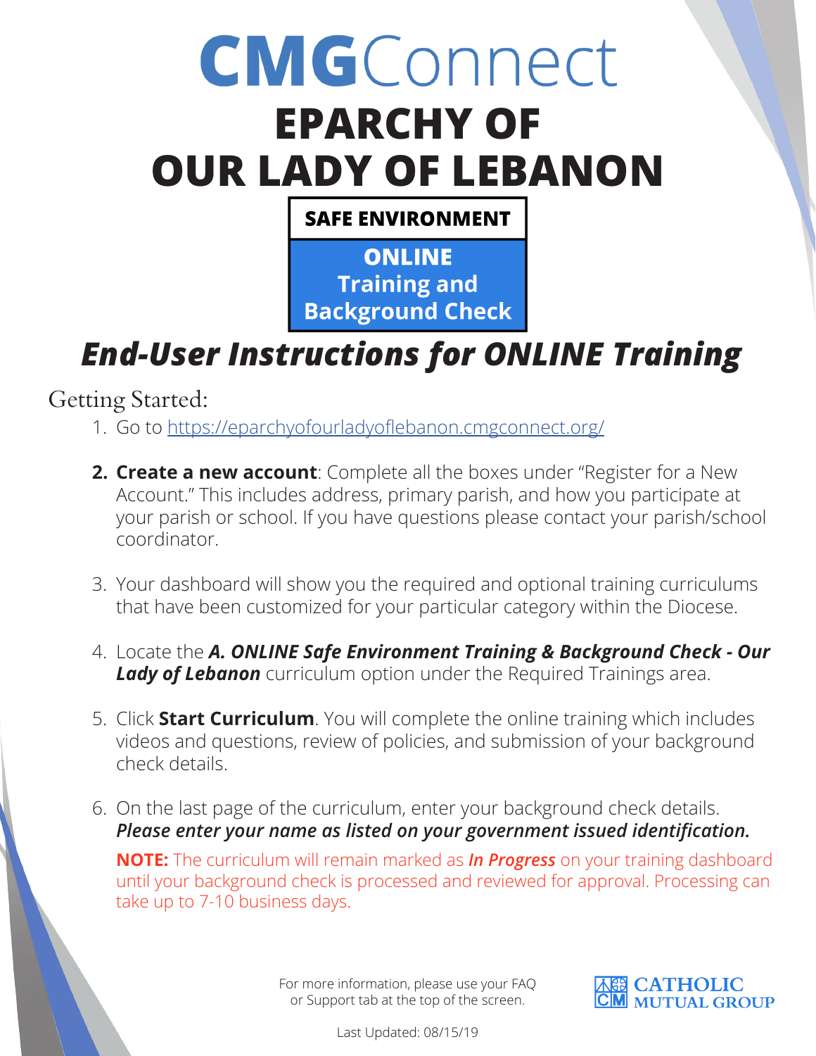# CMGConnect

# EPARCHY OF OUR LADY OF LEBANON

**SAFE ENVIRONMENT**

**ONLINE Training and Background Check**

## *End-User Instructions for ONLINE Training*

Getting Started:

1. Go to https://eparchyofourladyoflebanon.cmgconnect.org/
2. **Create a new account**: Complete all the boxes under "Register for a New Account." This includes address, primary parish, and how you participate at your parish or school. If you have questions please contact your parish/school coordinator.
3. Your dashboard will show you the required and optional training curriculums that have been customized for your particular category within the Diocese.
4. Locate the ***A. ONLINE Safe Environment Training & Background Check - Our Lady of Lebanon*** curriculum option under the Required Trainings area.
5. Click **Start Curriculum**. You will complete the online training which includes videos and questions, review of policies, and submission of your background check details.
6. On the last page of the curriculum, enter your background check details. ***Please enter your name as listed on your government issued identification.***

   **NOTE:** The curriculum will remain marked as ***In Progress*** on your training dashboard until your background check is processed and reviewed for approval. Processing can take up to 7-10 business days.

For more information, please use your FAQ or Support tab at the top of the screen.

CATHOLIC MUTUAL GROUP

Last Updated: 08/15/19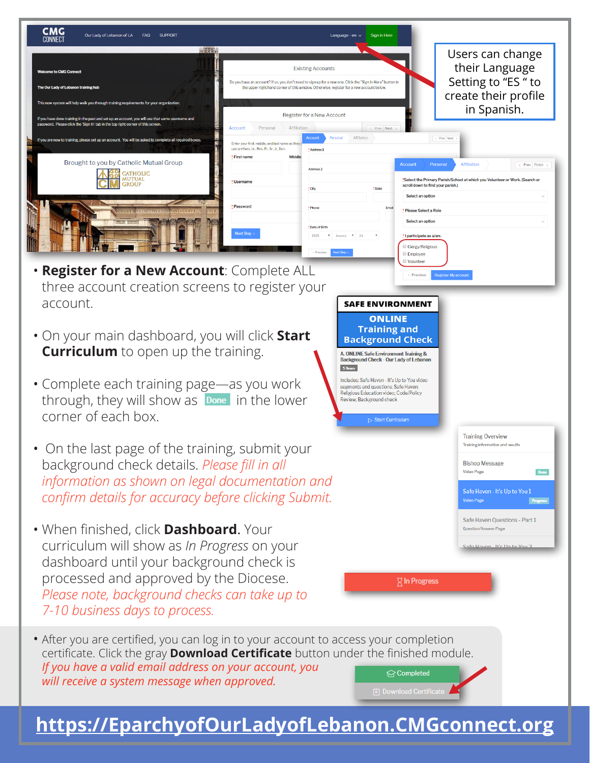Users can change their Language Setting to "ES " to create their profile in Spanish.

- **Register for a New Account**: Complete ALL three account creation screens to register your account.
- On your main dashboard, you will click **Start Curriculum** to open up the training.
- Complete each training page—as you work through, they will show as Done in the lower corner of each box.
- On the last page of the training, submit your background check details. *Please fill in all information as shown on legal documentation and confirm details for accuracy before clicking Submit.*
- When finished, click **Dashboard**. Your curriculum will show as *In Progress* on your dashboard until your background check is processed and approved by the Diocese. *Please note, background checks can take up to 7-10 business days to process.*
- After you are certified, you can log in to your account to access your completion certificate. Click the gray **Download Certificate** button under the finished module. *If you have a valid email address on your account, you will receive a system message when approved.*

**https://EparchyofOurLadyofLebanon.CMGconnect.org**